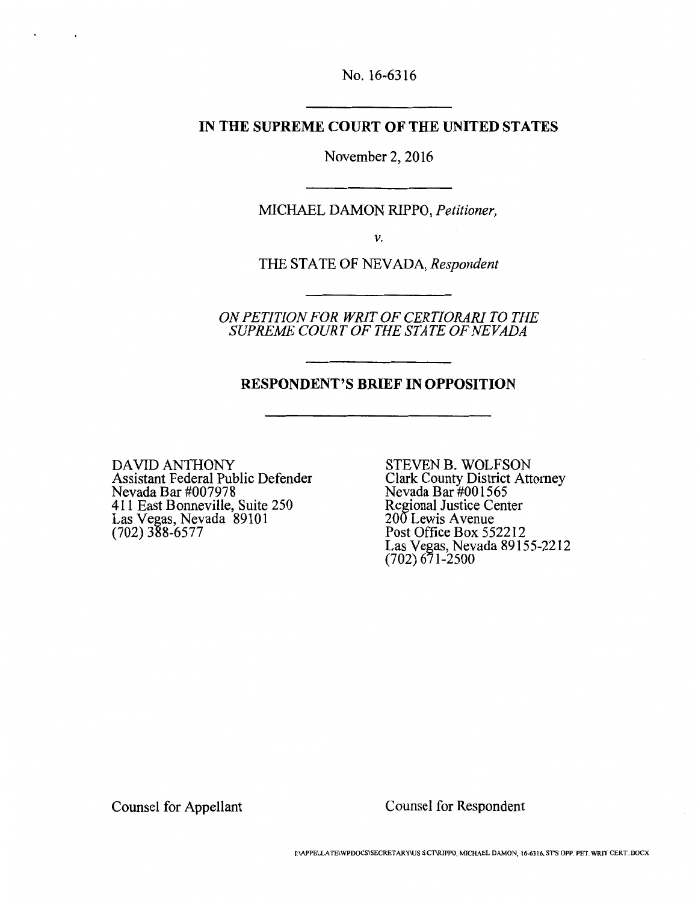No. 16-6316

---

**IN THE SUPREME COURT OF THE UNITED STATES**

November 2, 2016

---

MICHAEL DAMON RIPPO, *Petitioner,*

*v.*

THE STATE OF NEVADA, *Respondent*

---

*ON PETITION FOR WRIT OF CERTIORARI TO THE SUPREME COURT OF THE STATE OF NEVADA*

---

**RESPONDENT'S BRIEF IN OPPOSITION**

---

DAVID ANTHONY
Assistant Federal Public Defender
Nevada Bar #007978
411 East Bonneville, Suite 250
Las Vegas, Nevada 89101
(702) 388-6577

Counsel for Appellant

STEVEN B. WOLFSON
Clark County District Attorney
Nevada Bar #001565
Regional Justice Center
200 Lewis Avenue
Post Office Box 552212
Las Vegas, Nevada 89155-2212
(702) 671-2500

Counsel for Respondent

I:\APPELLATE\WPDOCS\SECRETARY\US SCT\RIPPO, MICHAEL DAMON, 16-6316, ST'S OPP. PET. WRIT CERT..DOCX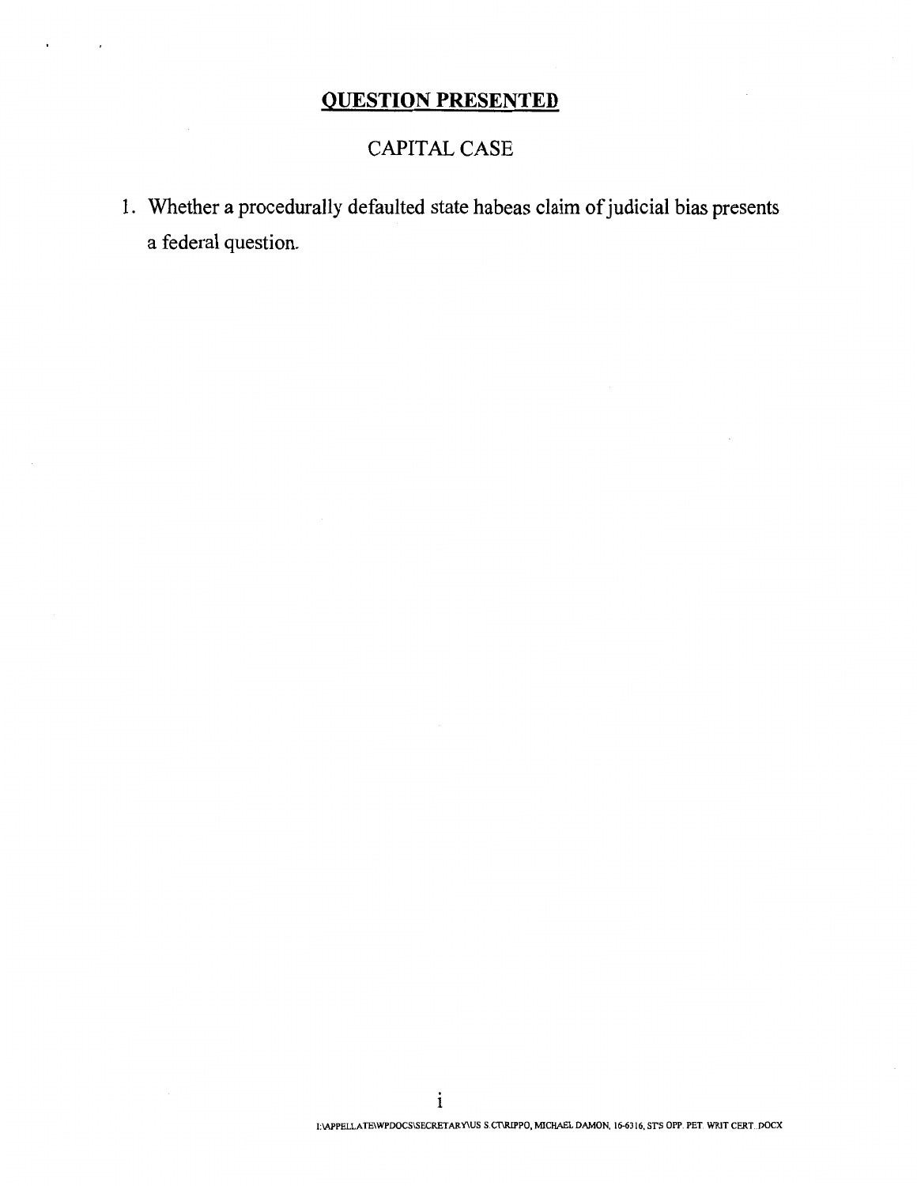## **QUESTION PRESENTED**

CAPITAL CASE

1. Whether a procedurally defaulted state habeas claim of judicial bias presents a federal question.

I:\APPELLATE\WPDOCS\SECRETARY\US S.CT\RIPPO, MICHAEL DAMON, 16-6316, ST'S OPP. PET. WRIT CERT..DOCX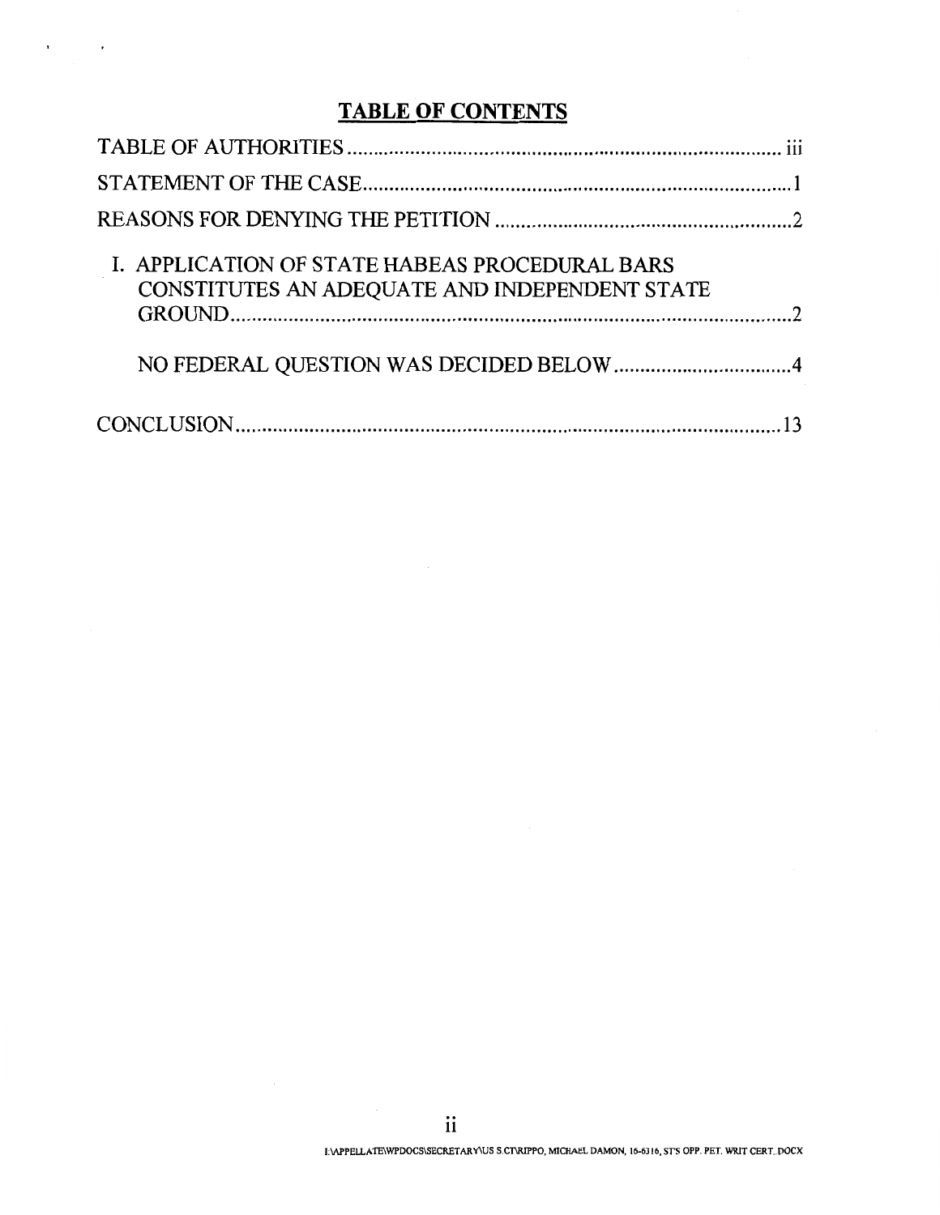## TABLE OF CONTENTS

TABLE OF AUTHORITIES .................................................................................... iii

STATEMENT OF THE CASE ................................................................................ 1

REASONS FOR DENYING THE PETITION ........................................................ 2

I. APPLICATION OF STATE HABEAS PROCEDURAL BARS CONSTITUTES AN ADEQUATE AND INDEPENDENT STATE GROUND ................................................................................................ 2

NO FEDERAL QUESTION WAS DECIDED BELOW ................................ 4

CONCLUSION ...................................................................................................... 13

I:\APPELLATE\WPDOCS\SECRETARY\US S.CT\RIPPO, MICHAEL DAMON, 16-6316, ST'S OPP. PET. WRIT CERT..DOCX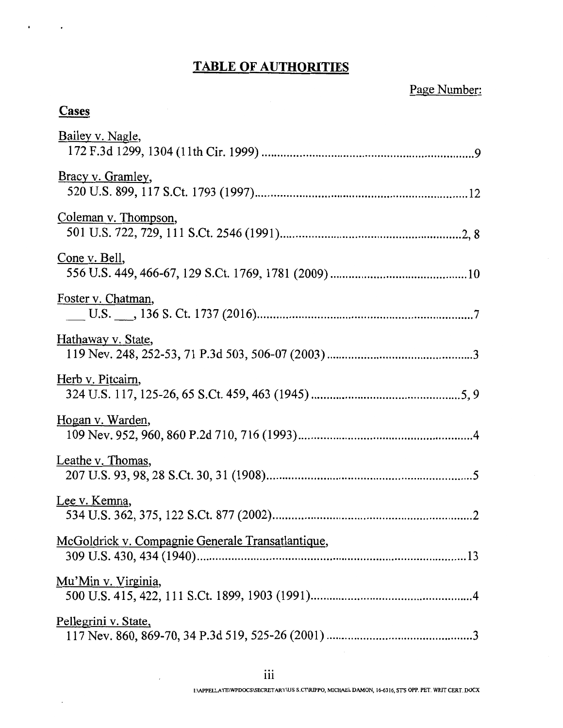# TABLE OF AUTHORITIES

Page Number:

## Cases

Bailey v. Nagle,
172 F.3d 1299, 1304 (11th Cir. 1999) .......................................................... 9

Bracy v. Gramley,
520 U.S. 899, 117 S.Ct. 1793 (1997).......................................................... 12

Coleman v. Thompson,
501 U.S. 722, 729, 111 S.Ct. 2546 (1991)................................................ 2, 8

Cone v. Bell,
556 U.S. 449, 466-67, 129 S.Ct. 1769, 1781 (2009) .................................. 10

Foster v. Chatman,
___ U.S. ___, 136 S. Ct. 1737 (2016).......................................................... 7

Hathaway v. State,
119 Nev. 248, 252-53, 71 P.3d 503, 506-07 (2003) ...................................... 3

Herb v. Pitcairn,
324 U.S. 117, 125-26, 65 S.Ct. 459, 463 (1945) ..................................... 5, 9

Hogan v. Warden,
109 Nev. 952, 960, 860 P.2d 710, 716 (1993)............................................. 4

Leathe v. Thomas,
207 U.S. 93, 98, 28 S.Ct. 30, 31 (1908)...................................................... 5

Lee v. Kemna,
534 U.S. 362, 375, 122 S.Ct. 877 (2002)..................................................... 2

McGoldrick v. Compagnie Generale Transatlantique,
309 U.S. 430, 434 (1940)........................................................................... 13

Mu'Min v. Virginia,
500 U.S. 415, 422, 111 S.Ct. 1899, 1903 (1991)......................................... 4

Pellegrini v. State,
117 Nev. 860, 869-70, 34 P.3d 519, 525-26 (2001) ..................................... 3

I:\APPELLATE\WPDOCS\SECRETARY\US S.CT\RIPPO, MICHAEL DAMON, 16-6316, ST'S OPP. PET. WRIT CERT..DOCX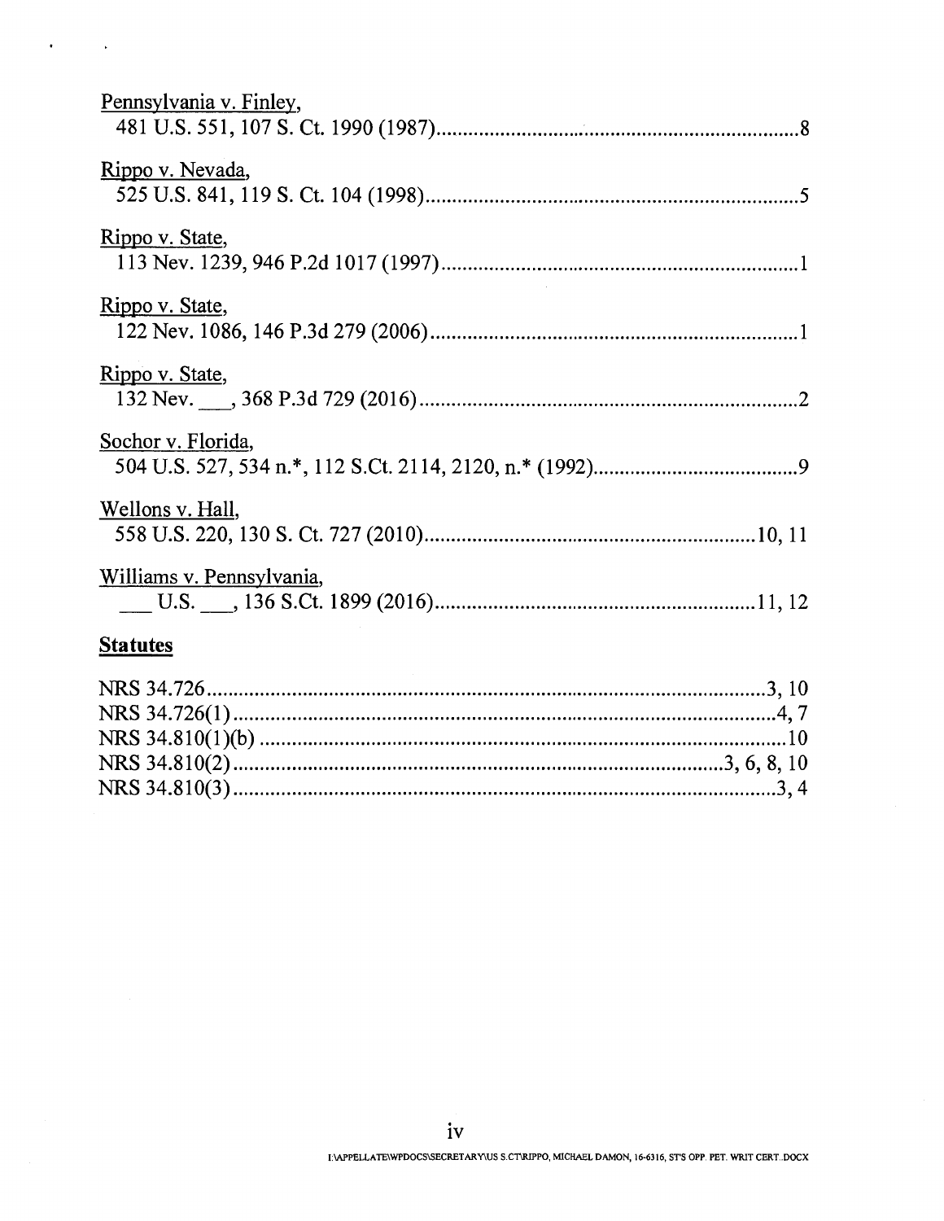Pennsylvania v. Finley,
481 U.S. 551, 107 S. Ct. 1990 (1987)........................................................................8

Rippo v. Nevada,
525 U.S. 841, 119 S. Ct. 104 (1998)..........................................................................5

Rippo v. State,
113 Nev. 1239, 946 P.2d 1017 (1997)........................................................................1

Rippo v. State,
122 Nev. 1086, 146 P.3d 279 (2006)..........................................................................1

Rippo v. State,
132 Nev. ___, 368 P.3d 729 (2016)............................................................................2

Sochor v. Florida,
504 U.S. 527, 534 n.*, 112 S.Ct. 2114, 2120, n.* (1992)..........................................9

Wellons v. Hall,
558 U.S. 220, 130 S. Ct. 727 (2010).....................................................................10, 11

Williams v. Pennsylvania,
___ U.S. ___, 136 S.Ct. 1899 (2016)....................................................................11, 12

**Statutes**

NRS 34.726...............................................................................................................3, 10
NRS 34.726(1)...........................................................................................................4, 7
NRS 34.810(1)(b) .........................................................................................................10
NRS 34.810(2)........................................................................................................3, 6, 8, 10
NRS 34.810(3)...........................................................................................................3, 4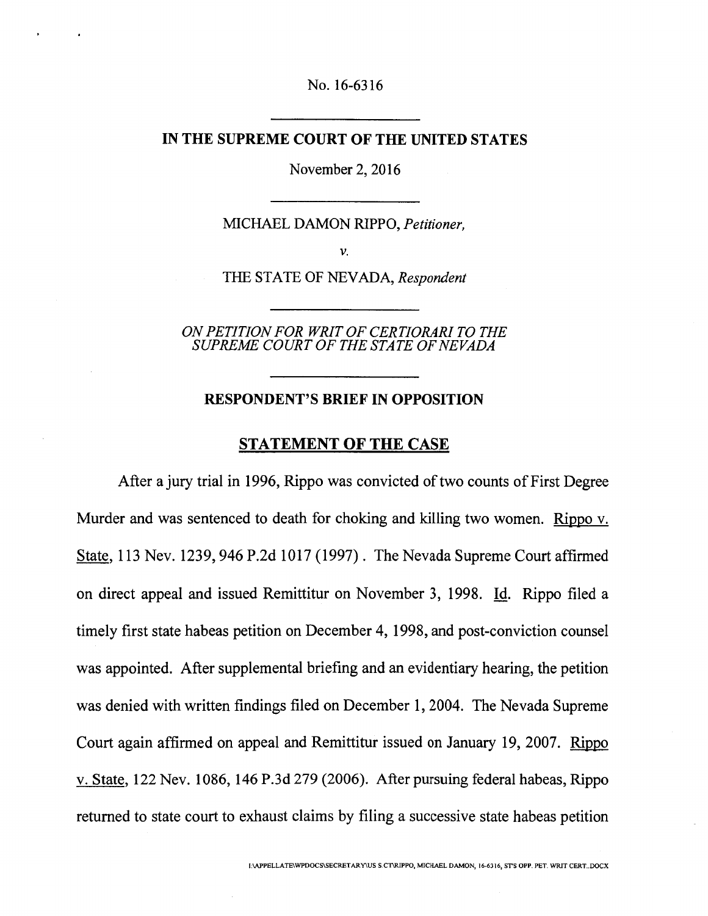No. 16-6316

---

**IN THE SUPREME COURT OF THE UNITED STATES**

November 2, 2016

---

MICHAEL DAMON RIPPO, *Petitioner,*

*v.*

THE STATE OF NEVADA, *Respondent*

---

*ON PETITION FOR WRIT OF CERTIORARI TO THE SUPREME COURT OF THE STATE OF NEVADA*

---

**RESPONDENT'S BRIEF IN OPPOSITION**

## STATEMENT OF THE CASE

After a jury trial in 1996, Rippo was convicted of two counts of First Degree Murder and was sentenced to death for choking and killing two women. Rippo v. State, 113 Nev. 1239, 946 P.2d 1017 (1997). The Nevada Supreme Court affirmed on direct appeal and issued Remittitur on November 3, 1998. Id. Rippo filed a timely first state habeas petition on December 4, 1998, and post-conviction counsel was appointed. After supplemental briefing and an evidentiary hearing, the petition was denied with written findings filed on December 1, 2004. The Nevada Supreme Court again affirmed on appeal and Remittitur issued on January 19, 2007. Rippo v. State, 122 Nev. 1086, 146 P.3d 279 (2006). After pursuing federal habeas, Rippo returned to state court to exhaust claims by filing a successive state habeas petition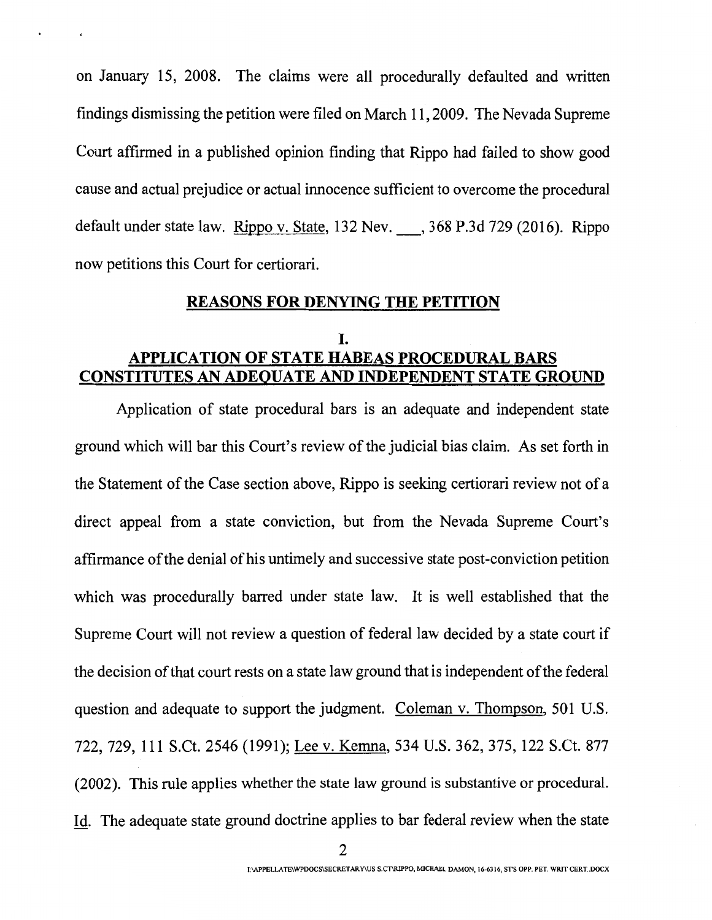on January 15, 2008. The claims were all procedurally defaulted and written findings dismissing the petition were filed on March 11, 2009. The Nevada Supreme Court affirmed in a published opinion finding that Rippo had failed to show good cause and actual prejudice or actual innocence sufficient to overcome the procedural default under state law. Rippo v. State, 132 Nev. ___, 368 P.3d 729 (2016). Rippo now petitions this Court for certiorari.

## REASONS FOR DENYING THE PETITION

### I.
### APPLICATION OF STATE HABEAS PROCEDURAL BARS CONSTITUTES AN ADEQUATE AND INDEPENDENT STATE GROUND

Application of state procedural bars is an adequate and independent state ground which will bar this Court's review of the judicial bias claim. As set forth in the Statement of the Case section above, Rippo is seeking certiorari review not of a direct appeal from a state conviction, but from the Nevada Supreme Court's affirmance of the denial of his untimely and successive state post-conviction petition which was procedurally barred under state law. It is well established that the Supreme Court will not review a question of federal law decided by a state court if the decision of that court rests on a state law ground that is independent of the federal question and adequate to support the judgment. Coleman v. Thompson, 501 U.S. 722, 729, 111 S.Ct. 2546 (1991); Lee v. Kemna, 534 U.S. 362, 375, 122 S.Ct. 877 (2002). This rule applies whether the state law ground is substantive or procedural. Id. The adequate state ground doctrine applies to bar federal review when the state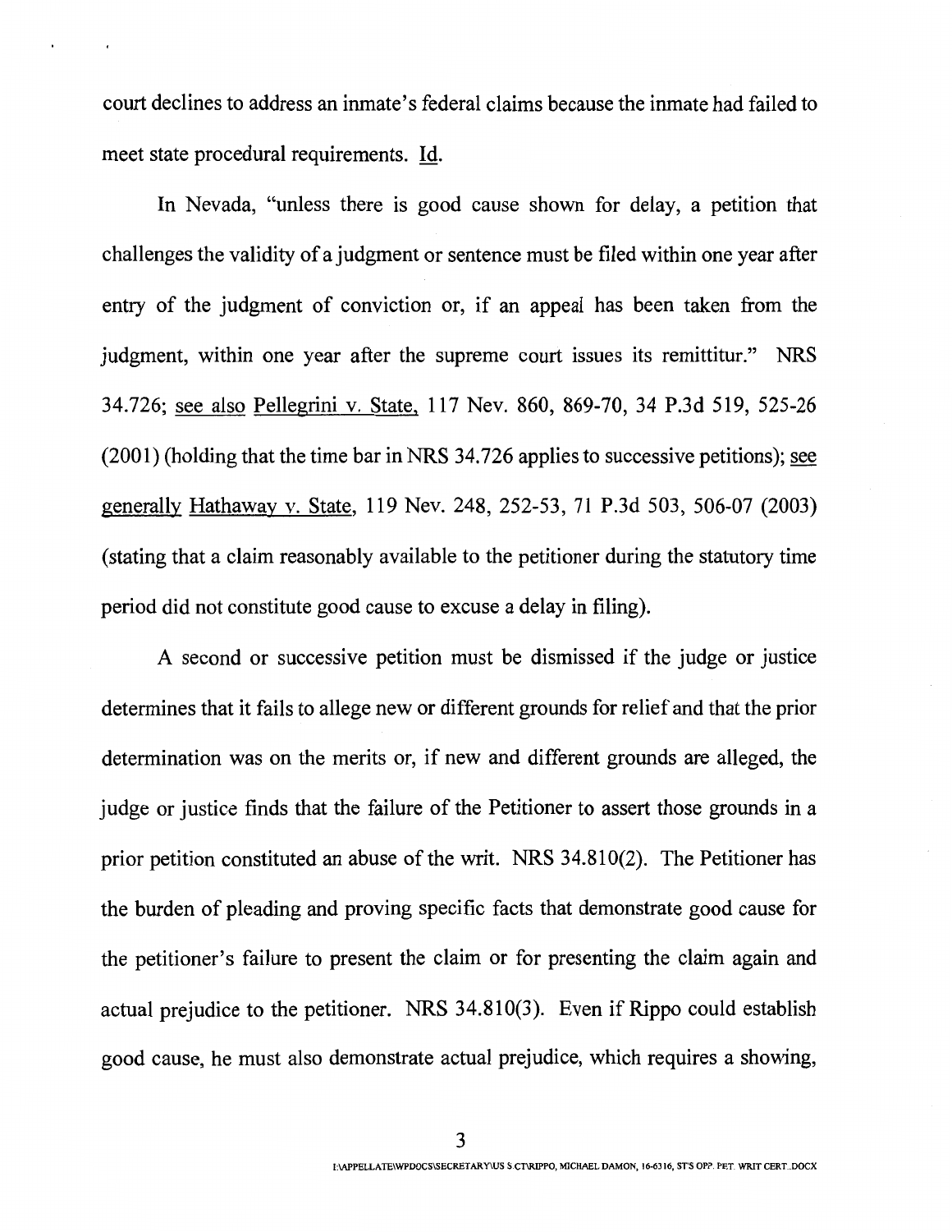court declines to address an inmate's federal claims because the inmate had failed to meet state procedural requirements. Id.

In Nevada, "unless there is good cause shown for delay, a petition that challenges the validity of a judgment or sentence must be filed within one year after entry of the judgment of conviction or, if an appeal has been taken from the judgment, within one year after the supreme court issues its remittitur." NRS 34.726; see also Pellegrini v. State, 117 Nev. 860, 869-70, 34 P.3d 519, 525-26 (2001) (holding that the time bar in NRS 34.726 applies to successive petitions); see generally Hathaway v. State, 119 Nev. 248, 252-53, 71 P.3d 503, 506-07 (2003) (stating that a claim reasonably available to the petitioner during the statutory time period did not constitute good cause to excuse a delay in filing).

A second or successive petition must be dismissed if the judge or justice determines that it fails to allege new or different grounds for relief and that the prior determination was on the merits or, if new and different grounds are alleged, the judge or justice finds that the failure of the Petitioner to assert those grounds in a prior petition constituted an abuse of the writ. NRS 34.810(2). The Petitioner has the burden of pleading and proving specific facts that demonstrate good cause for the petitioner's failure to present the claim or for presenting the claim again and actual prejudice to the petitioner. NRS 34.810(3). Even if Rippo could establish good cause, he must also demonstrate actual prejudice, which requires a showing,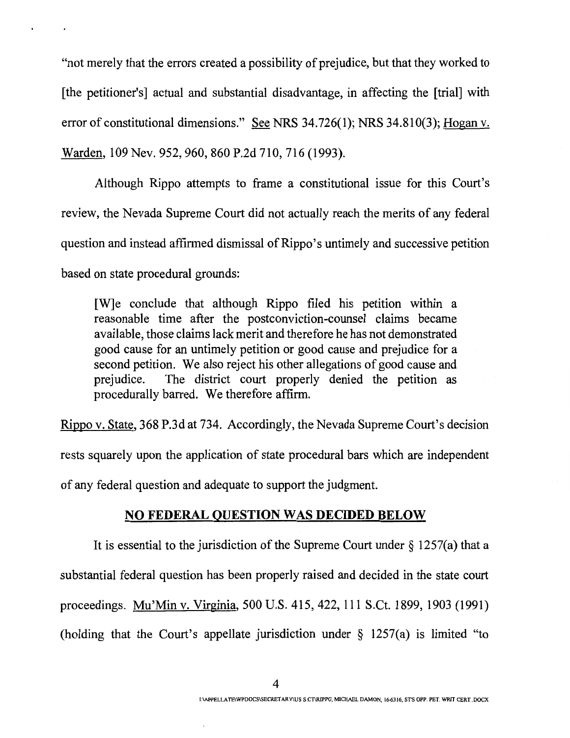"not merely that the errors created a possibility of prejudice, but that they worked to [the petitioner's] actual and substantial disadvantage, in affecting the [trial] with error of constitutional dimensions." See NRS 34.726(1); NRS 34.810(3); Hogan v. Warden, 109 Nev. 952, 960, 860 P.2d 710, 716 (1993).

Although Rippo attempts to frame a constitutional issue for this Court's review, the Nevada Supreme Court did not actually reach the merits of any federal question and instead affirmed dismissal of Rippo's untimely and successive petition based on state procedural grounds:

> [W]e conclude that although Rippo filed his petition within a reasonable time after the postconviction-counsel claims became available, those claims lack merit and therefore he has not demonstrated good cause for an untimely petition or good cause and prejudice for a second petition. We also reject his other allegations of good cause and prejudice. The district court properly denied the petition as procedurally barred. We therefore affirm.

Rippo v. State, 368 P.3d at 734. Accordingly, the Nevada Supreme Court's decision rests squarely upon the application of state procedural bars which are independent of any federal question and adequate to support the judgment.

## NO FEDERAL QUESTION WAS DECIDED BELOW

It is essential to the jurisdiction of the Supreme Court under § 1257(a) that a substantial federal question has been properly raised and decided in the state court proceedings. Mu'Min v. Virginia, 500 U.S. 415, 422, 111 S.Ct. 1899, 1903 (1991) (holding that the Court's appellate jurisdiction under § 1257(a) is limited "to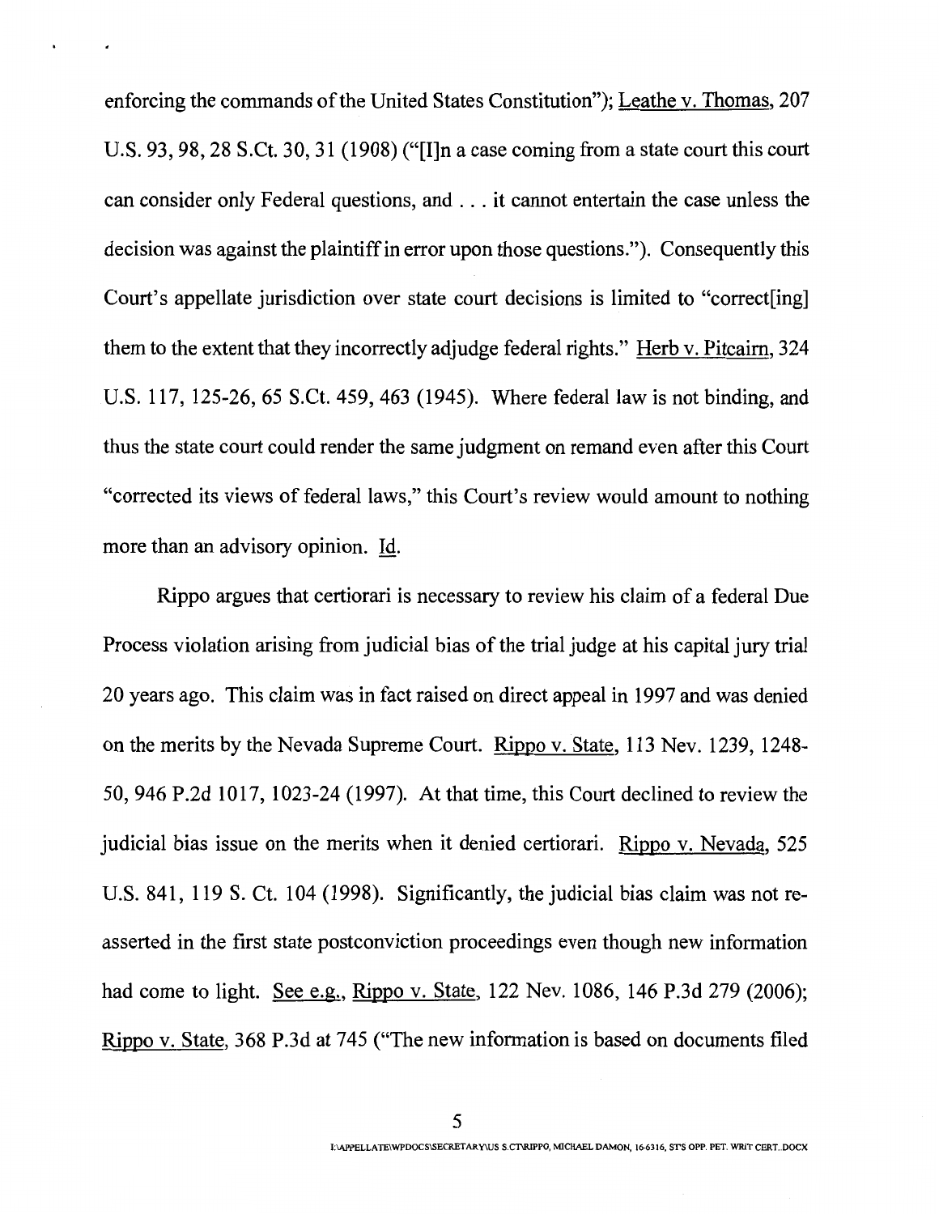enforcing the commands of the United States Constitution"); Leathe v. Thomas, 207 U.S. 93, 98, 28 S.Ct. 30, 31 (1908) ("[I]n a case coming from a state court this court can consider only Federal questions, and . . . it cannot entertain the case unless the decision was against the plaintiff in error upon those questions."). Consequently this Court's appellate jurisdiction over state court decisions is limited to "correct[ing] them to the extent that they incorrectly adjudge federal rights." Herb v. Pitcairn, 324 U.S. 117, 125-26, 65 S.Ct. 459, 463 (1945). Where federal law is not binding, and thus the state court could render the same judgment on remand even after this Court "corrected its views of federal laws," this Court's review would amount to nothing more than an advisory opinion. Id.

Rippo argues that certiorari is necessary to review his claim of a federal Due Process violation arising from judicial bias of the trial judge at his capital jury trial 20 years ago. This claim was in fact raised on direct appeal in 1997 and was denied on the merits by the Nevada Supreme Court. Rippo v. State, 113 Nev. 1239, 1248-50, 946 P.2d 1017, 1023-24 (1997). At that time, this Court declined to review the judicial bias issue on the merits when it denied certiorari. Rippo v. Nevada, 525 U.S. 841, 119 S. Ct. 104 (1998). Significantly, the judicial bias claim was not re-asserted in the first state postconviction proceedings even though new information had come to light. See e.g., Rippo v. State, 122 Nev. 1086, 146 P.3d 279 (2006); Rippo v. State, 368 P.3d at 745 ("The new information is based on documents filed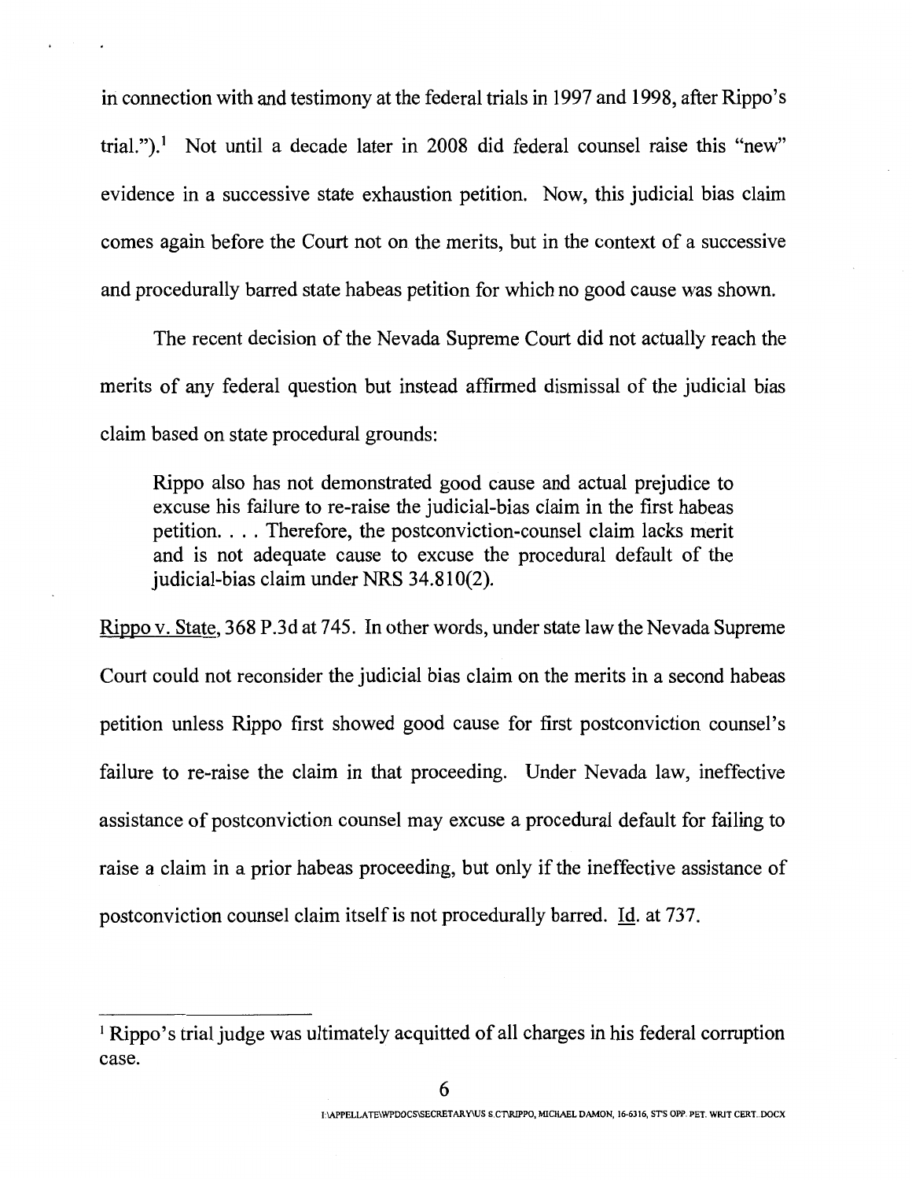in connection with and testimony at the federal trials in 1997 and 1998, after Rippo's trial.").[1] Not until a decade later in 2008 did federal counsel raise this "new" evidence in a successive state exhaustion petition. Now, this judicial bias claim comes again before the Court not on the merits, but in the context of a successive and procedurally barred state habeas petition for which no good cause was shown.

The recent decision of the Nevada Supreme Court did not actually reach the merits of any federal question but instead affirmed dismissal of the judicial bias claim based on state procedural grounds:

> Rippo also has not demonstrated good cause and actual prejudice to excuse his failure to re-raise the judicial-bias claim in the first habeas petition. . . . Therefore, the postconviction-counsel claim lacks merit and is not adequate cause to excuse the procedural default of the judicial-bias claim under NRS 34.810(2).

Rippo v. State, 368 P.3d at 745. In other words, under state law the Nevada Supreme Court could not reconsider the judicial bias claim on the merits in a second habeas petition unless Rippo first showed good cause for first postconviction counsel's failure to re-raise the claim in that proceeding. Under Nevada law, ineffective assistance of postconviction counsel may excuse a procedural default for failing to raise a claim in a prior habeas proceeding, but only if the ineffective assistance of postconviction counsel claim itself is not procedurally barred. Id. at 737.

---

[1] Rippo's trial judge was ultimately acquitted of all charges in his federal corruption case.

I:\APPELLATE\WPDOCS\SECRETARY\US S.CT\RIPPO, MICHAEL DAMON, 16-6316, ST'S OPP. PET. WRIT CERT..DOCX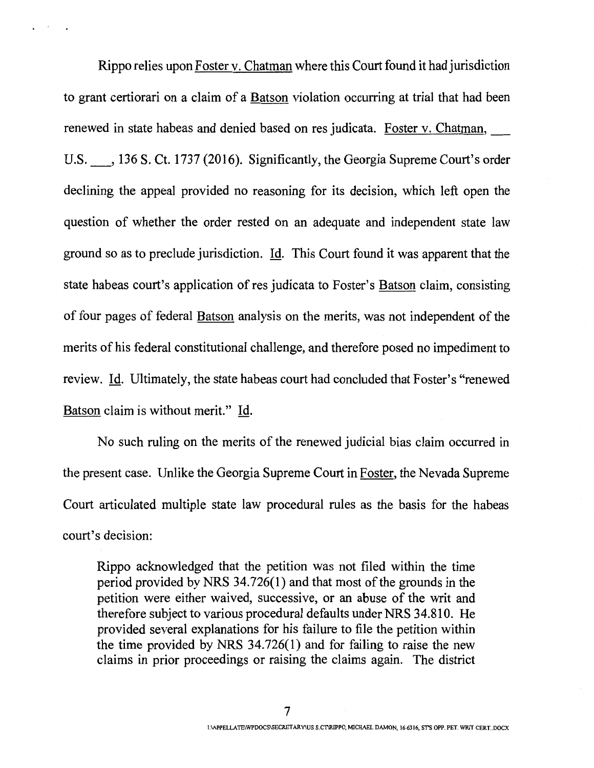Rippo relies upon Foster v. Chatman where this Court found it had jurisdiction to grant certiorari on a claim of a Batson violation occurring at trial that had been renewed in state habeas and denied based on res judicata. Foster v. Chatman, ___ U.S. ___, 136 S. Ct. 1737 (2016). Significantly, the Georgia Supreme Court's order declining the appeal provided no reasoning for its decision, which left open the question of whether the order rested on an adequate and independent state law ground so as to preclude jurisdiction. Id. This Court found it was apparent that the state habeas court's application of res judicata to Foster's Batson claim, consisting of four pages of federal Batson analysis on the merits, was not independent of the merits of his federal constitutional challenge, and therefore posed no impediment to review. Id. Ultimately, the state habeas court had concluded that Foster's "renewed Batson claim is without merit." Id.

No such ruling on the merits of the renewed judicial bias claim occurred in the present case. Unlike the Georgia Supreme Court in Foster, the Nevada Supreme Court articulated multiple state law procedural rules as the basis for the habeas court's decision:

> Rippo acknowledged that the petition was not filed within the time period provided by NRS 34.726(1) and that most of the grounds in the petition were either waived, successive, or an abuse of the writ and therefore subject to various procedural defaults under NRS 34.810. He provided several explanations for his failure to file the petition within the time provided by NRS 34.726(1) and for failing to raise the new claims in prior proceedings or raising the claims again. The district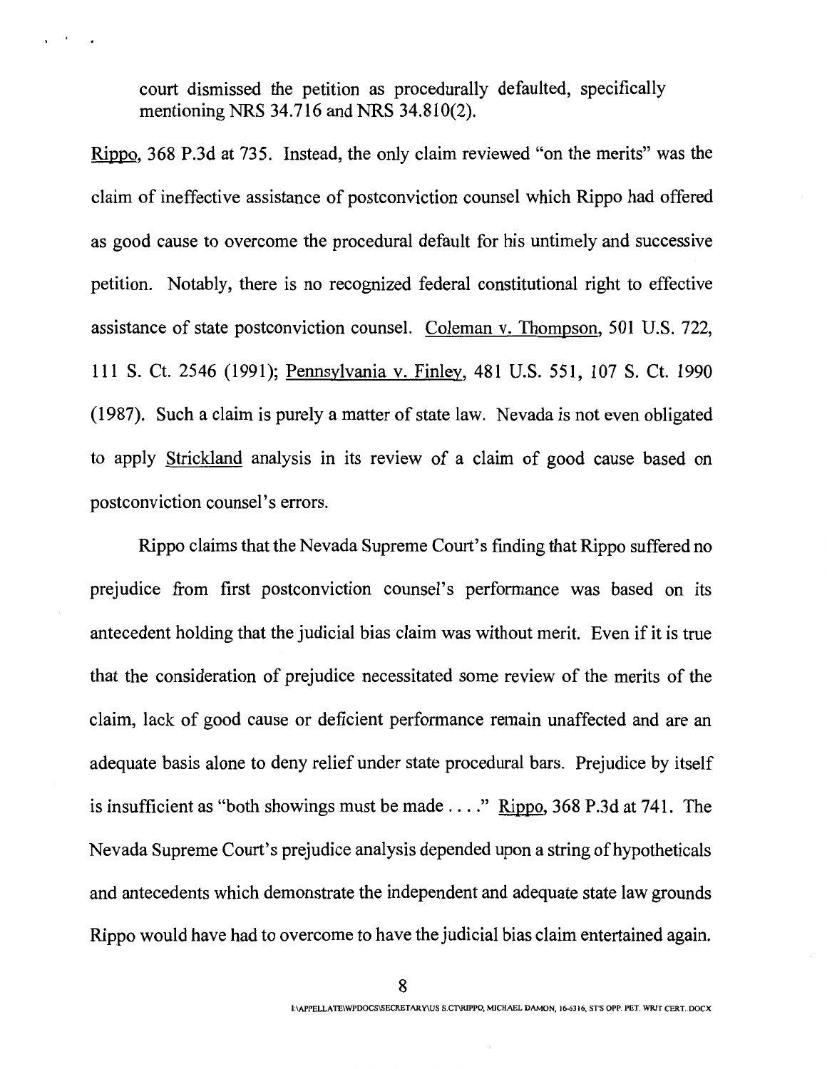court dismissed the petition as procedurally defaulted, specifically mentioning NRS 34.716 and NRS 34.810(2).

Rippo, 368 P.3d at 735. Instead, the only claim reviewed "on the merits" was the claim of ineffective assistance of postconviction counsel which Rippo had offered as good cause to overcome the procedural default for his untimely and successive petition. Notably, there is no recognized federal constitutional right to effective assistance of state postconviction counsel. Coleman v. Thompson, 501 U.S. 722, 111 S. Ct. 2546 (1991); Pennsylvania v. Finley, 481 U.S. 551, 107 S. Ct. 1990 (1987). Such a claim is purely a matter of state law. Nevada is not even obligated to apply Strickland analysis in its review of a claim of good cause based on postconviction counsel's errors.

Rippo claims that the Nevada Supreme Court's finding that Rippo suffered no prejudice from first postconviction counsel's performance was based on its antecedent holding that the judicial bias claim was without merit. Even if it is true that the consideration of prejudice necessitated some review of the merits of the claim, lack of good cause or deficient performance remain unaffected and are an adequate basis alone to deny relief under state procedural bars. Prejudice by itself is insufficient as "both showings must be made . . . ." Rippo, 368 P.3d at 741. The Nevada Supreme Court's prejudice analysis depended upon a string of hypotheticals and antecedents which demonstrate the independent and adequate state law grounds Rippo would have had to overcome to have the judicial bias claim entertained again.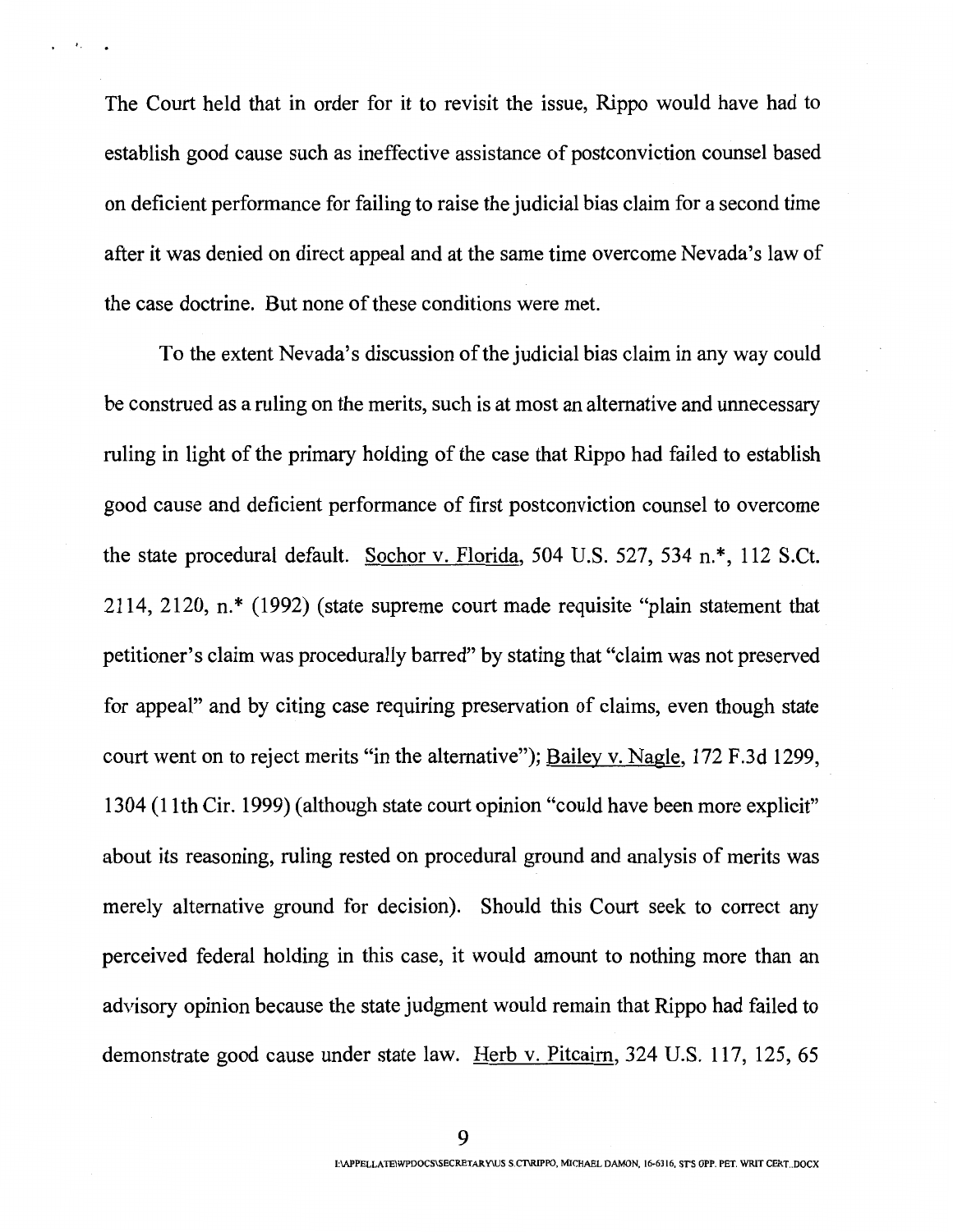The Court held that in order for it to revisit the issue, Rippo would have had to establish good cause such as ineffective assistance of postconviction counsel based on deficient performance for failing to raise the judicial bias claim for a second time after it was denied on direct appeal and at the same time overcome Nevada's law of the case doctrine. But none of these conditions were met.

To the extent Nevada's discussion of the judicial bias claim in any way could be construed as a ruling on the merits, such is at most an alternative and unnecessary ruling in light of the primary holding of the case that Rippo had failed to establish good cause and deficient performance of first postconviction counsel to overcome the state procedural default. Sochor v. Florida, 504 U.S. 527, 534 n.*, 112 S.Ct. 2114, 2120, n.* (1992) (state supreme court made requisite "plain statement that petitioner's claim was procedurally barred" by stating that "claim was not preserved for appeal" and by citing case requiring preservation of claims, even though state court went on to reject merits "in the alternative"); Bailey v. Nagle, 172 F.3d 1299, 1304 (11th Cir. 1999) (although state court opinion "could have been more explicit" about its reasoning, ruling rested on procedural ground and analysis of merits was merely alternative ground for decision). Should this Court seek to correct any perceived federal holding in this case, it would amount to nothing more than an advisory opinion because the state judgment would remain that Rippo had failed to demonstrate good cause under state law. Herb v. Pitcairn, 324 U.S. 117, 125, 65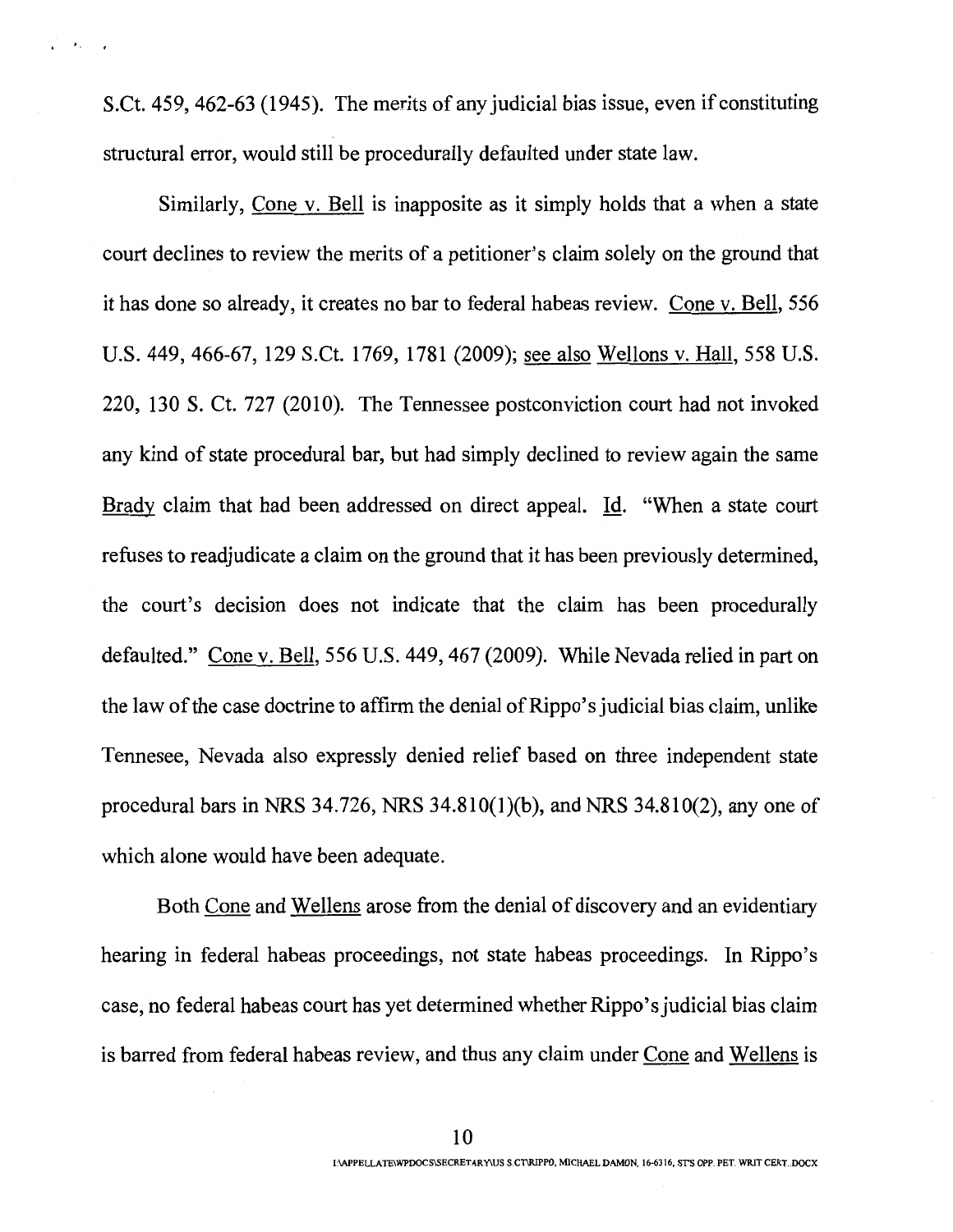S.Ct. 459, 462-63 (1945). The merits of any judicial bias issue, even if constituting structural error, would still be procedurally defaulted under state law.

Similarly, Cone v. Bell is inapposite as it simply holds that a when a state court declines to review the merits of a petitioner's claim solely on the ground that it has done so already, it creates no bar to federal habeas review. Cone v. Bell, 556 U.S. 449, 466-67, 129 S.Ct. 1769, 1781 (2009); see also Wellons v. Hall, 558 U.S. 220, 130 S. Ct. 727 (2010). The Tennessee postconviction court had not invoked any kind of state procedural bar, but had simply declined to review again the same Brady claim that had been addressed on direct appeal. Id. "When a state court refuses to readjudicate a claim on the ground that it has been previously determined, the court's decision does not indicate that the claim has been procedurally defaulted." Cone v. Bell, 556 U.S. 449, 467 (2009). While Nevada relied in part on the law of the case doctrine to affirm the denial of Rippo's judicial bias claim, unlike Tennesee, Nevada also expressly denied relief based on three independent state procedural bars in NRS 34.726, NRS 34.810(1)(b), and NRS 34.810(2), any one of which alone would have been adequate.

Both Cone and Wellens arose from the denial of discovery and an evidentiary hearing in federal habeas proceedings, not state habeas proceedings. In Rippo's case, no federal habeas court has yet determined whether Rippo's judicial bias claim is barred from federal habeas review, and thus any claim under Cone and Wellens is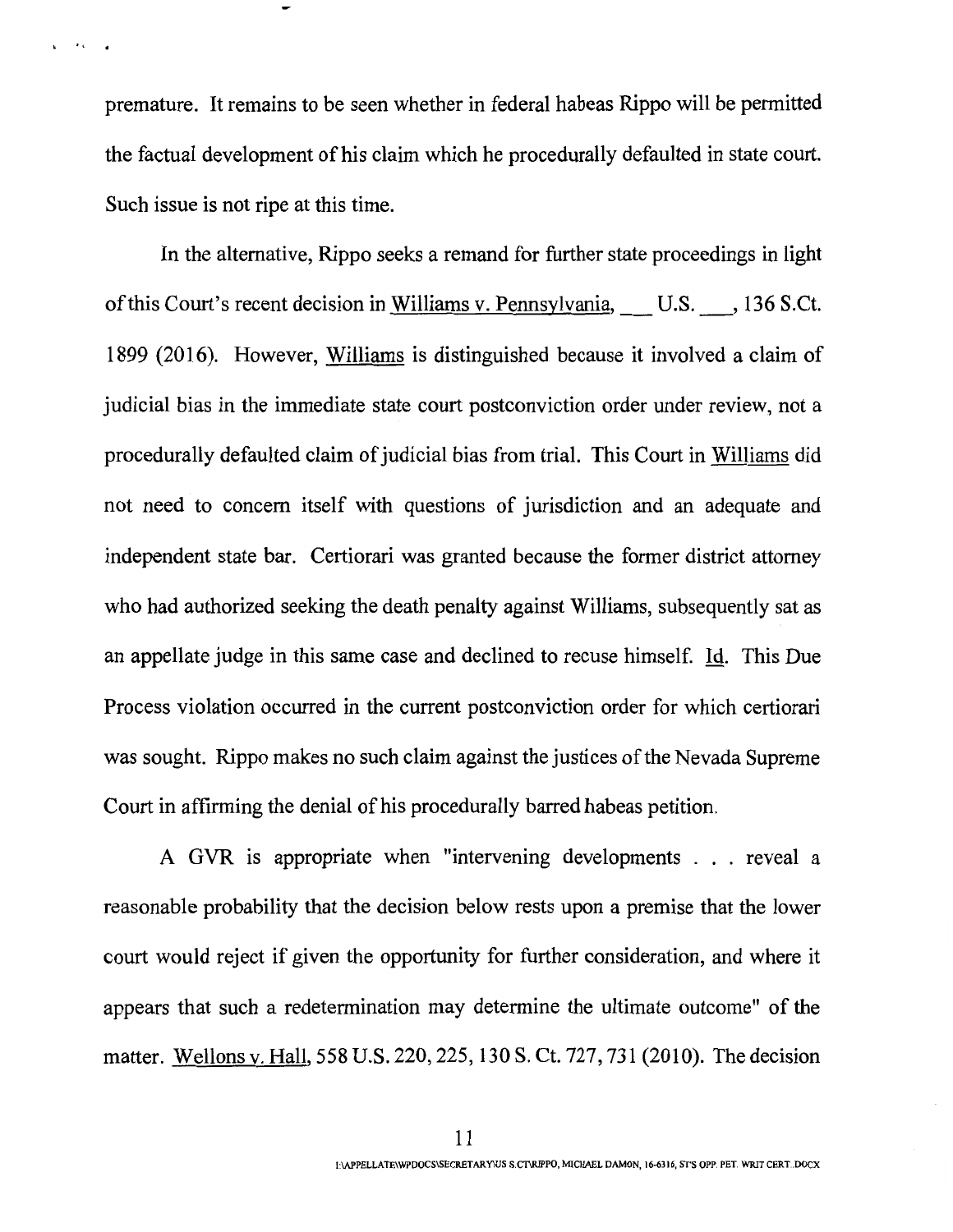premature. It remains to be seen whether in federal habeas Rippo will be permitted the factual development of his claim which he procedurally defaulted in state court. Such issue is not ripe at this time.

In the alternative, Rippo seeks a remand for further state proceedings in light of this Court's recent decision in Williams v. Pennsylvania, ___ U.S. ___, 136 S.Ct. 1899 (2016). However, Williams is distinguished because it involved a claim of judicial bias in the immediate state court postconviction order under review, not a procedurally defaulted claim of judicial bias from trial. This Court in Williams did not need to concern itself with questions of jurisdiction and an adequate and independent state bar. Certiorari was granted because the former district attorney who had authorized seeking the death penalty against Williams, subsequently sat as an appellate judge in this same case and declined to recuse himself. Id. This Due Process violation occurred in the current postconviction order for which certiorari was sought. Rippo makes no such claim against the justices of the Nevada Supreme Court in affirming the denial of his procedurally barred habeas petition.

A GVR is appropriate when "intervening developments . . . reveal a reasonable probability that the decision below rests upon a premise that the lower court would reject if given the opportunity for further consideration, and where it appears that such a redetermination may determine the ultimate outcome" of the matter. Wellons v. Hall, 558 U.S. 220, 225, 130 S. Ct. 727, 731 (2010). The decision

I:\APPELLATE\WPDOCS\SECRETARY\US S.CT\RIPPO, MICHAEL DAMON, 16-6316, ST'S OPP. PET. WRIT CERT..DOCX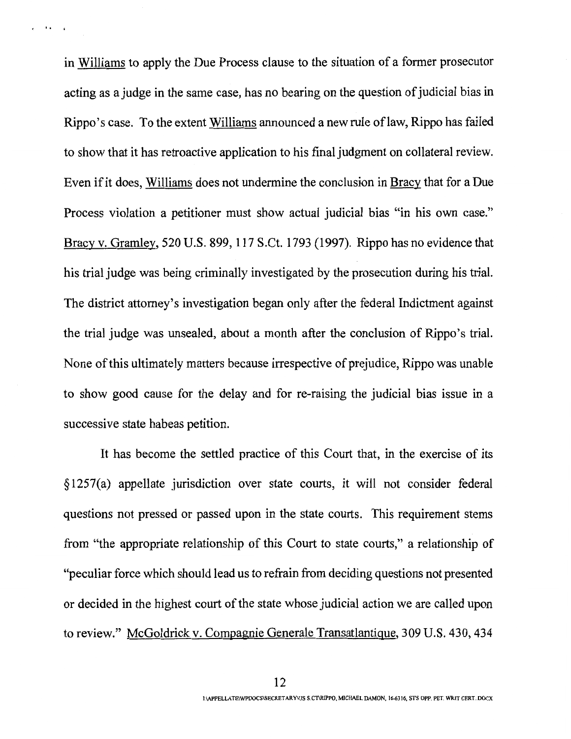in Williams to apply the Due Process clause to the situation of a former prosecutor acting as a judge in the same case, has no bearing on the question of judicial bias in Rippo's case. To the extent Williams announced a new rule of law, Rippo has failed to show that it has retroactive application to his final judgment on collateral review. Even if it does, Williams does not undermine the conclusion in Bracy that for a Due Process violation a petitioner must show actual judicial bias "in his own case." Bracy v. Gramley, 520 U.S. 899, 117 S.Ct. 1793 (1997). Rippo has no evidence that his trial judge was being criminally investigated by the prosecution during his trial. The district attorney's investigation began only after the federal Indictment against the trial judge was unsealed, about a month after the conclusion of Rippo's trial. None of this ultimately matters because irrespective of prejudice, Rippo was unable to show good cause for the delay and for re-raising the judicial bias issue in a successive state habeas petition.

It has become the settled practice of this Court that, in the exercise of its §1257(a) appellate jurisdiction over state courts, it will not consider federal questions not pressed or passed upon in the state courts. This requirement stems from "the appropriate relationship of this Court to state courts," a relationship of "peculiar force which should lead us to refrain from deciding questions not presented or decided in the highest court of the state whose judicial action we are called upon to review." McGoldrick v. Compagnie Generale Transatlantique, 309 U.S. 430, 434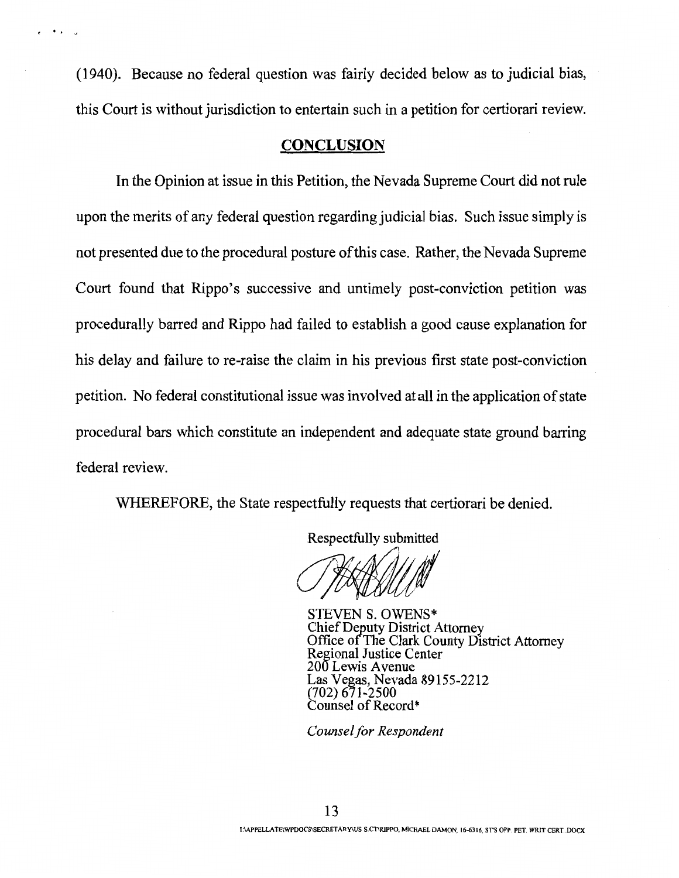(1940). Because no federal question was fairly decided below as to judicial bias, this Court is without jurisdiction to entertain such in a petition for certiorari review.

## CONCLUSION

In the Opinion at issue in this Petition, the Nevada Supreme Court did not rule upon the merits of any federal question regarding judicial bias. Such issue simply is not presented due to the procedural posture of this case. Rather, the Nevada Supreme Court found that Rippo's successive and untimely post-conviction petition was procedurally barred and Rippo had failed to establish a good cause explanation for his delay and failure to re-raise the claim in his previous first state post-conviction petition. No federal constitutional issue was involved at all in the application of state procedural bars which constitute an independent and adequate state ground barring federal review.

WHEREFORE, the State respectfully requests that certiorari be denied.

Respectfully submitted

STEVEN S. OWENS*
Chief Deputy District Attorney
Office of The Clark County District Attorney
Regional Justice Center
200 Lewis Avenue
Las Vegas, Nevada 89155-2212
(702) 671-2500
Counsel of Record*

*Counsel for Respondent*

I:\APPELLATE\WPDOCS\SECRETARY\US S.CT\RIPPO, MICHAEL DAMON, 16-6316, ST'S OPP. PET. WRIT CERT..DOCX